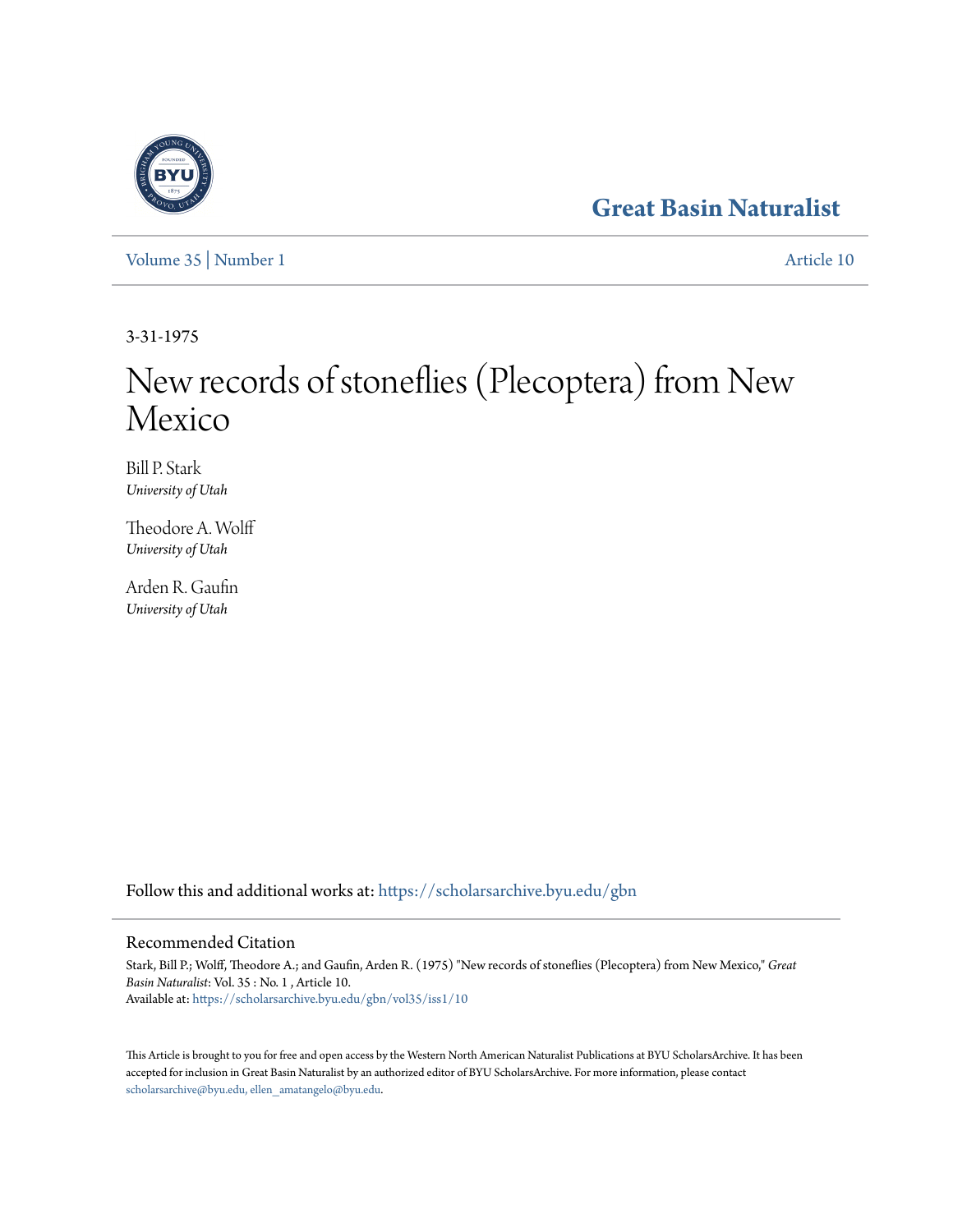Great Basin Naturalist

Volume 35 | Number 1 | Article 10

3-31-1975

# New records of stoneflies (Plecoptera) from New Mexico

Bill P. Stark
*University of Utah*

Theodore A. Wolff
*University of Utah*

Arden R. Gaufin
*University of Utah*

Follow this and additional works at: https://scholarsarchive.byu.edu/gbn

## Recommended Citation

Stark, Bill P.; Wolff, Theodore A.; and Gaufin, Arden R. (1975) "New records of stoneflies (Plecoptera) from New Mexico," *Great Basin Naturalist*: Vol. 35 : No. 1 , Article 10.
Available at: https://scholarsarchive.byu.edu/gbn/vol35/iss1/10

This Article is brought to you for free and open access by the Western North American Naturalist Publications at BYU ScholarsArchive. It has been accepted for inclusion in Great Basin Naturalist by an authorized editor of BYU ScholarsArchive. For more information, please contact scholarsarchive@byu.edu, ellen_amatangelo@byu.edu.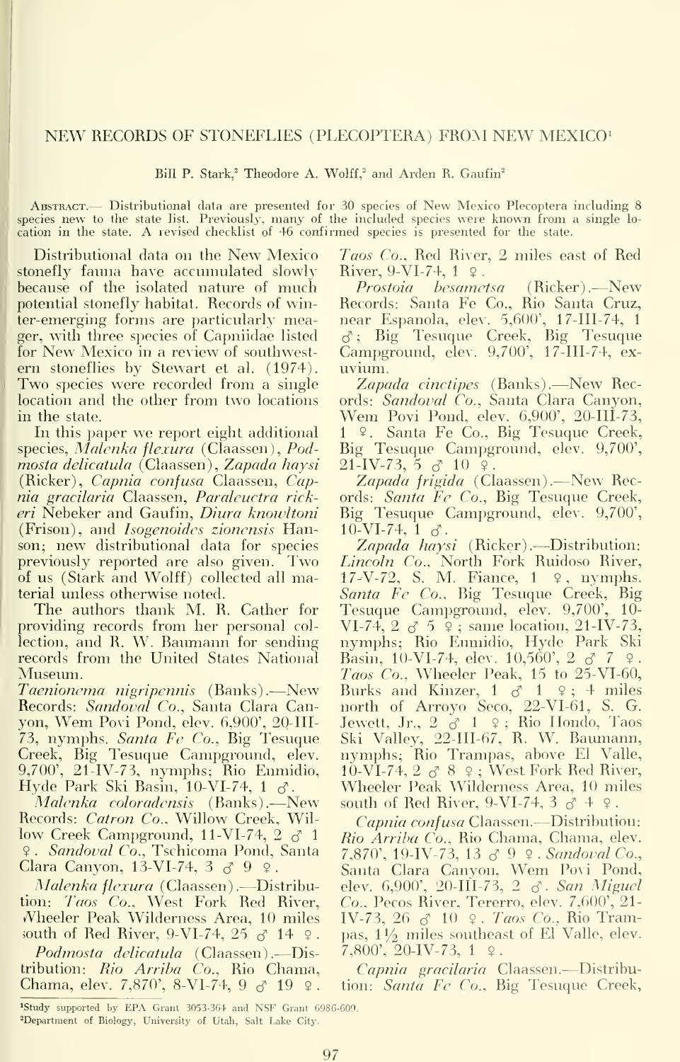# NEW RECORDS OF STONEFLIES (PLECOPTERA) FROM NEW MEXICO[1]

Bill P. Stark,[2] Theodore A. Wolff,[2] and Arden R. Gaufin[2]

Abstract.— Distributional data are presented for 30 species of New Mexico Plecoptera including 8 species new to the state list. Previously, many of the included species were known from a single location in the state. A revised checklist of 46 confirmed species is presented for the state.

Distributional data on the New Mexico stonefly fauna have accumulated slowly because of the isolated nature of much potential stonefly habitat. Records of winter-emerging forms are particularly meager, with three species of Capniidae listed for New Mexico in a review of southwestern stoneflies by Stewart et al. (1974). Two species were recorded from a single location and the other from two locations in the state.

In this paper we report eight additional species, *Malenka flexura* (Claassen), *Podmosta delicatula* (Claassen), *Zapada haysi* (Ricker), *Capnia confusa* Claassen, *Capnia gracilaria* Claassen, *Paraleuctra rickeri* Nebeker and Gaufin, *Diura knowltoni* (Frison), and *Isogenoides zionensis* Hanson; new distributional data for species previously reported are also given. Two of us (Stark and Wolff) collected all material unless otherwise noted.

The authors thank M. R. Cather for providing records from her personal collection, and R. W. Baumann for sending records from the United States National Museum.

*Taenionema nigripennis* (Banks).—New Records: *Sandoval Co.*, Santa Clara Canyon, Wem Povi Pond, elev. 6,900', 20-III-73, nymphs. *Santa Fe Co.*, Big Tesuque Creek, Big Tesuque Campground, elev. 9,700', 21-IV-73, nymphs; Rio Enmidio, Hyde Park Ski Basin, 10-VI-74, 1 ♂.

*Malenka coloradensis* (Banks).—New Records: *Catron Co.*, Willow Creek, Willow Creek Campground, 11-VI-74, 2 ♂ 1 ♀. *Sandoval Co.*, Tschicoma Pond, Santa Clara Canyon, 13-VI-74, 3 ♂ 9 ♀.

*Malenka flexura* (Claassen).—Distribution: *Taos Co.*, West Fork Red River, Wheeler Peak Wilderness Area, 10 miles south of Red River, 9-VI-74, 25 ♂ 14 ♀.

*Podmosta delicatula* (Claassen).—Distribution: *Rio Arriba Co.*, Rio Chama, Chama, elev. 7,870', 8-VI-74, 9 ♂ 19 ♀. *Taos Co.*, Red River, 2 miles east of Red River, 9-VI-74, 1 ♀.

*Prostoia besametsa* (Ricker).—New Records: Santa Fe Co., Rio Santa Cruz, near Espanola, elev. 5,600', 17-III-74, 1 ♂; Big Tesuque Creek, Big Tesuque Campground, elev. 9,700', 17-III-74, exuvium.

*Zapada cinctipes* (Banks).—New Records: *Sandoval Co.*, Santa Clara Canyon, Wem Povi Pond, elev. 6,900', 20-III-73, 1 ♀. Santa Fe Co., Big Tesuque Creek, Big Tesuque Campground, elev. 9,700', 21-IV-73, 5 ♂ 10 ♀.

*Zapada frigida* (Claassen).—New Records: *Santa Fe Co.*, Big Tesuque Creek, Big Tesuque Campground, elev. 9,700', 10-VI-74, 1 ♂.

*Zapada haysi* (Ricker).—Distribution: *Lincoln Co.*, North Fork Ruidoso River, 17-V-72, S. M. Fiance, 1 ♀, nymphs. *Santa Fe Co.*, Big Tesuque Creek, Big Tesuque Campground, elev. 9,700', 10-VI-74, 2 ♂ 5 ♀; same location, 21-IV-73, nymphs; Rio Enmidio, Hyde Park Ski Basin, 10-VI-74, elev. 10,560', 2 ♂ 7 ♀. *Taos Co.*, Wheeler Peak, 15 to 25-VI-60, Burks and Kinzer, 1 ♂ 1 ♀; 4 miles north of Arroyo Seco, 22-VI-61, S. G. Jewett, Jr., 2 ♂ 1 ♀; Rio Hondo, Taos Ski Valley, 22-III-67, R. W. Baumann, nymphs; Rio Trampas, above El Valle, 10-VI-74, 2 ♂ 8 ♀; West Fork Red River, Wheeler Peak Wilderness Area, 10 miles south of Red River, 9-VI-74, 3 ♂ 4 ♀.

*Capnia confusa* Claassen.—Distribution: *Rio Arriba Co.*, Rio Chama, Chama, elev. 7,870', 19-IV-73, 13 ♂ 9 ♀. *Sandoval Co.*, Santa Clara Canyon, Wem Povi Pond, elev. 6,900', 20-III-73, 2 ♂. *San Miguel Co.*, Pecos River, Tererro, elev. 7,600', 21-IV-73, 26 ♂ 10 ♀. *Taos Co.*, Rio Trampas, 1½ miles southeast of El Valle, elev. 7,800', 20-IV-73, 1 ♀.

*Capnia gracilaria* Claassen.—Distribution: *Santa Fe Co.*, Big Tesuque Creek,

[1]Study supported by EPA Grant 3053-364 and NSF Grant 6986-609.
[2]Department of Biology, University of Utah, Salt Lake City.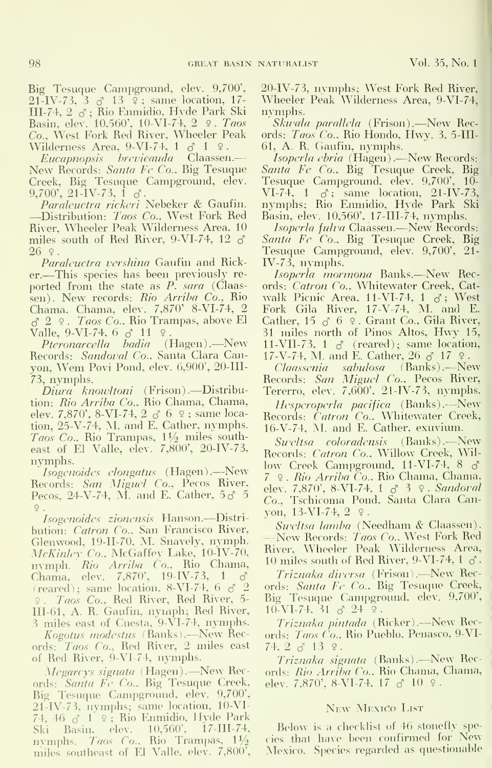Big Tesuque Campground, elev. 9,700', 21-IV-73, 3 ♂ 13 ♀; same location, 17-III-74, 2 ♂; Rio Enmidio, Hyde Park Ski Basin, elev. 10,560', 10-VI-74, 2 ♀. *Taos Co.*, West Fork Red River, Wheeler Peak Wilderness Area, 9-VI-74, 1 ♂ 1 ♀.

*Eucapnopsis brevicauda* Claassen.—New Records: *Santa Fe Co.*, Big Tesuque Creek, Big Tesuque Campground, elev. 9,700', 21-IV-73, 1 ♂.

*Paraleuctra rickeri* Nebeker & Gaufin.—Distribution: *Taos Co.*, West Fork Red River, Wheeler Peak Wilderness Area, 10 miles south of Red River, 9-VI-74, 12 ♂ 26 ♀.

*Paraleuctra vershina* Gaufin and Ricker.—This species has been previously reported from the state as *P. sara* (Claassen). New records: *Rio Arriba Co.*, Rio Chama, Chama, elev. 7,870' 8-VI-74, 2 ♂ 2 ♀. *Taos Co.*, Rio Trampas, above El Valle, 9-VI-74, 6 ♂ 11 ♀.

*Pteronarcella badia* (Hagen).—New Records: *Sandoval Co.*, Santa Clara Canyon, Wem Povi Pond, elev. 6,900', 20-III-73, nymphs.

*Diura knowltoni* (Frison).—Distribution: *Rio Arriba Co.*, Rio Chama, Chama, elev. 7,870', 8-VI-74, 2 ♂ 6 ♀; same location, 25-V-74, M. and E. Cather, nymphs. *Taos Co.*, Rio Trampas, 1½ miles southeast of El Valle, elev. 7,800', 20-IV-73, nymphs.

*Isogenoides elongatus* (Hagen).—New Records: *San Miguel Co.*, Pecos River, Pecos, 24-V-74, M. and E. Cather, 5 ♂ 5 ♀.

*Isogenoides zionensis* Hanson.—Distribution: *Catron Co.*, San Francisco River, Glenwood, 19-II-70, M. Snavely, nymph. *McKinley Co.*, McGaffey Lake, 10-IV-70, nymph. *Rio Arriba Co.*, Rio Chama, Chama, elev. 7,870', 19-IV-73, 1 ♂ (reared); same location, 8-VI-74, 6 ♂ 2 ♀. *Taos Co.*, Red River, Red River, 5-III-61, A. R. Gaufin, nymph; Red River, 3 miles east of Cuesta, 9-VI-74, nymphs.

*Kogotus modestus* (Banks).—New Records: *Taos Co.*, Red River, 2 miles east of Red River, 9-VI-74, nymphs.

*Megarcys signata* (Hagen).—New Records: *Santa Fe Co.*, Big Tesuque Creek, Big Tesuque Campground, elev. 9,700', 21-IV-73, nymphs; same location, 10-VI-74, 46 ♂ 1 ♀; Rio Enmidio, Hyde Park Ski Basin, elev. 10,560', 17-III-74, nymphs. *Taos Co.*, Rio Trampas, 1½ miles southeast of El Valle, elev. 7,800', 20-IV-73, nymphs; West Fork Red River, Wheeler Peak Wilderness Area, 9-VI-74, nymphs.

*Skwala parallela* (Frison).—New Records: *Taos Co.*, Rio Hondo, Hwy. 3, 5-III-61, A. R. Gaufin, nymphs.

*Isoperla ebria* (Hagen).—New Records: *Santa Fe Co.*, Big Tesuque Creek, Big Tesuque Campground, elev. 9,700', 10-VI-74, 1 ♂; same location, 21-IV-73, nymphs; Rio Enmidio, Hyde Park Ski Basin, elev. 10,560', 17-III-74, nymphs.

*Isoperla fulva* Claassen.—New Records: *Santa Fe Co.*, Big Tesuque Creek, Big Tesuque Campground, elev. 9,700', 21-IV-73, nymphs.

*Isoperla mormona* Banks.—New Records: *Catron Co.*, Whitewater Creek, Catwalk Picnic Area, 11-VI-74, 1 ♂; West Fork Gila River, 17-V-74, M. and E. Cather, 15 ♂ 6 ♀. Grant Co., Gila River, 31 miles north of Pinos Altos, Hwy 15, 11-VII-73, 1 ♂ (reared); same location, 17-V-74, M. and E. Cather, 26 ♂ 17 ♀.

*Claassenia sabulosa* (Banks).—New Records: *San Miguel Co.*, Pecos River, Tererro, elev. 7,600', 21-IV-73, nymphs.

*Hesperoperla pacifica* (Banks).—New Records: *Catron Co.*, Whitewater Creek, 16-V-74, M. and E. Cather, exuvium.

*Sweltsa coloradensis* (Banks).—New Records: *Catron Co.*, Willow Creek, Willow Creek Campground, 11-VI-74, 8 ♂ 7 ♀. *Rio Arriba Co.*, Rio Chama, Chama, elev. 7,870', 8-VI-74, 1 ♂ 3 ♀. *Sandoval Co.*, Tschicoma Pond, Santa Clara Canyon, 13-VI-74, 2 ♀.

*Sweltsa lamba* (Needham & Claassen).—New Records: *Taos Co.*, West Fork Red River, Wheeler Peak Wilderness Area, 10 miles south of Red River, 9-VI-74, 1 ♂.

*Triznaka diversa* (Frison).—New Records: *Santa Fe Co.*, Big Tesuque Creek, Big Tesuque Campground, elev. 9,700', 10-VI-74, 31 ♂ 24 ♀.

*Triznaka pintada* (Ricker).—New Records: *Taos Co.*, Rio Pueblo, Penasco, 9-VI-74, 2 ♂ 13 ♀.

*Triznaka signata* (Banks).—New Records: *Rio Arriba Co.*, Rio Chama, Chama, elev. 7,870', 8-VI-74, 17 ♂ 10 ♀.

## New Mexico List

Below is a checklist of 46 stonefly species that have been confirmed for New Mexico. Species regarded as questionable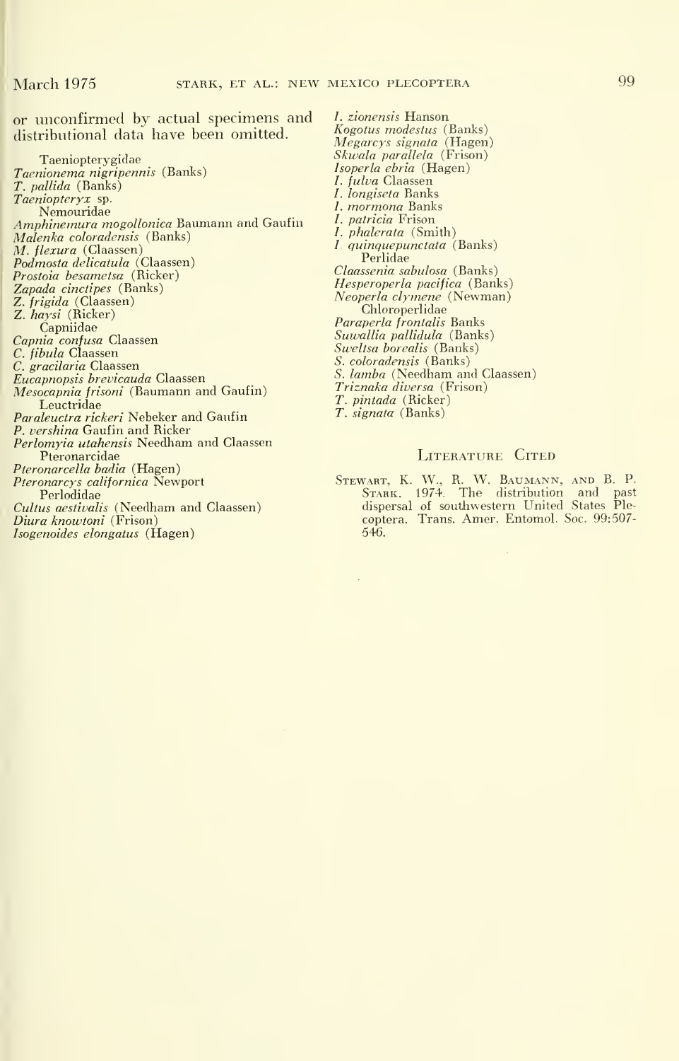or unconfirmed by actual specimens and distributional data have been omitted.

Taeniopterygidae
*Taenionema nigripennis* (Banks)
*T. pallida* (Banks)
*Taeniopteryx* sp.
Nemouridae
*Amphinemura mogollonica* Baumann and Gaufin
*Malenka coloradensis* (Banks)
*M. flexura* (Claassen)
*Podmosta delicatula* (Claassen)
*Prostoia besametsa* (Ricker)
*Zapada cinctipes* (Banks)
*Z. frigida* (Claassen)
*Z. haysi* (Ricker)
Capniidae
*Capnia confusa* Claassen
*C. fibula* Claassen
*C. gracilaria* Claassen
*Eucapnopsis brevicauda* Claassen
*Mesocapnia frisoni* (Baumann and Gaufin)
Leuctridae
*Paraleuctra rickeri* Nebeker and Gaufin
*P. vershina* Gaufin and Ricker
*Perlomyia utahensis* Needham and Claassen
Pteronarcidae
*Pteronarcella badia* (Hagen)
*Pteronarcys californica* Newport
Perlodidae
*Cultus aestivalis* (Needham and Claassen)
*Diura knowtoni* (Frison)
*Isogenoides elongatus* (Hagen)
*I. zionensis* Hanson
*Kogotus modestus* (Banks)
*Megarcys signata* (Hagen)
*Skwala parallela* (Frison)
*Isoperla ebria* (Hagen)
*I. fulva* Claassen
*I. longiseta* Banks
*I. mormona* Banks
*I. patricia* Frison
*I. phalerata* (Smith)
*I. quinquepunctata* (Banks)
Perlidae
*Claassenia sabulosa* (Banks)
*Hesperoperla pacifica* (Banks)
*Neoperla clymene* (Newman)
Chloroperlidae
*Paraperla frontalis* Banks
*Suwallia pallidula* (Banks)
*Sweltsa borealis* (Banks)
*S. coloradensis* (Banks)
*S. lamba* (Needham and Claassen)
*Triznaka diversa* (Frison)
*T. pintada* (Ricker)
*T. signata* (Banks)

## Literature Cited

Stewart, K. W., R. W. Baumann, and B. P. Stark. 1974. The distribution and past dispersal of southwestern United States Plecoptera. Trans. Amer. Entomol. Soc. 99:507-546.